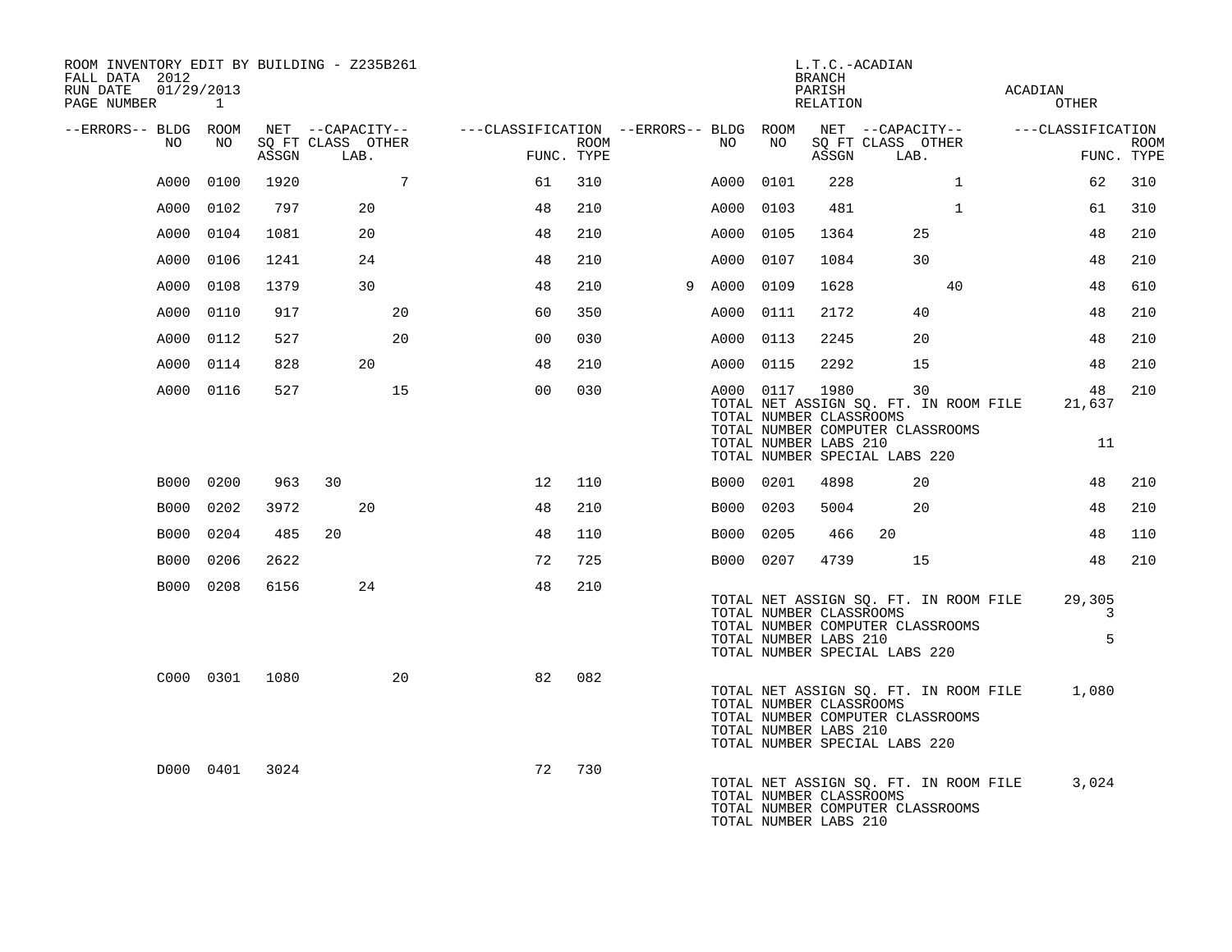ROOM INVENTORY EDIT BY BUILDING - Z235B261
FALL DATA 2012
RUN DATE 01/29/2013

L.T.C.-ACADIAN
BRANCH
PARISH ACADIAN
RELATION OTHER

| --ERRORS-- | BLDG NO | ROOM NO | NET SQ FT ASSGN | --CAPACITY-- CLASS | LAB. | OTHER | ---CLASSIFICATION FUNC. | ROOM TYPE |
|---|---|---|---|---|---|---|---|---|
| | A000 | 0100 | 1920 | | | 7 | 61 | 310 |
| | A000 | 0101 | 228 | | | 1 | 62 | 310 |
| | A000 | 0102 | 797 | | 20 | | 48 | 210 |
| | A000 | 0103 | 481 | | | 1 | 61 | 310 |
| | A000 | 0104 | 1081 | | 20 | | 48 | 210 |
| | A000 | 0105 | 1364 | | 25 | | 48 | 210 |
| | A000 | 0106 | 1241 | | 24 | | 48 | 210 |
| | A000 | 0107 | 1084 | | 30 | | 48 | 210 |
| | A000 | 0108 | 1379 | | 30 | | 48 | 210 |
| 9 | A000 | 0109 | 1628 | | | 40 | 48 | 610 |
| | A000 | 0110 | 917 | | | 20 | 60 | 350 |
| | A000 | 0111 | 2172 | | 40 | | 48 | 210 |
| | A000 | 0112 | 527 | | | 20 | 00 | 030 |
| | A000 | 0113 | 2245 | | 20 | | 48 | 210 |
| | A000 | 0114 | 828 | | 20 | | 48 | 210 |
| | A000 | 0115 | 2292 | | 15 | | 48 | 210 |
| | A000 | 0116 | 527 | | | 15 | 00 | 030 |
| | A000 | 0117 | 1980 | | 30 | | 48 | 210 |

TOTAL NET ASSIGN SQ. FT. IN ROOM FILE 21,637
TOTAL NUMBER CLASSROOMS
TOTAL NUMBER COMPUTER CLASSROOMS
TOTAL NUMBER LABS 210 11
TOTAL NUMBER SPECIAL LABS 220

| --ERRORS-- | BLDG NO | ROOM NO | NET SQ FT ASSGN | --CAPACITY-- CLASS | LAB. | OTHER | ---CLASSIFICATION FUNC. | ROOM TYPE |
|---|---|---|---|---|---|---|---|---|
| | B000 | 0200 | 963 | 30 | | | 12 | 110 |
| | B000 | 0201 | 4898 | | 20 | | 48 | 210 |
| | B000 | 0202 | 3972 | | 20 | | 48 | 210 |
| | B000 | 0203 | 5004 | | 20 | | 48 | 210 |
| | B000 | 0204 | 485 | 20 | | | 48 | 110 |
| | B000 | 0205 | 466 | 20 | | | 48 | 110 |
| | B000 | 0206 | 2622 | | | | 72 | 725 |
| | B000 | 0207 | 4739 | | 15 | | 48 | 210 |
| | B000 | 0208 | 6156 | | 24 | | 48 | 210 |

TOTAL NET ASSIGN SQ. FT. IN ROOM FILE 29,305
TOTAL NUMBER CLASSROOMS 3
TOTAL NUMBER COMPUTER CLASSROOMS
TOTAL NUMBER LABS 210 5
TOTAL NUMBER SPECIAL LABS 220

| --ERRORS-- | BLDG NO | ROOM NO | NET SQ FT ASSGN | --CAPACITY-- CLASS | LAB. | OTHER | ---CLASSIFICATION FUNC. | ROOM TYPE |
|---|---|---|---|---|---|---|---|---|
| | C000 | 0301 | 1080 | | | 20 | 82 | 082 |

TOTAL NET ASSIGN SQ. FT. IN ROOM FILE 1,080
TOTAL NUMBER CLASSROOMS
TOTAL NUMBER COMPUTER CLASSROOMS
TOTAL NUMBER LABS 210
TOTAL NUMBER SPECIAL LABS 220

| --ERRORS-- | BLDG NO | ROOM NO | NET SQ FT ASSGN | --CAPACITY-- CLASS | LAB. | OTHER | ---CLASSIFICATION FUNC. | ROOM TYPE |
|---|---|---|---|---|---|---|---|---|
| | D000 | 0401 | 3024 | | | | 72 | 730 |

TOTAL NET ASSIGN SQ. FT. IN ROOM FILE 3,024
TOTAL NUMBER CLASSROOMS
TOTAL NUMBER COMPUTER CLASSROOMS
TOTAL NUMBER LABS 210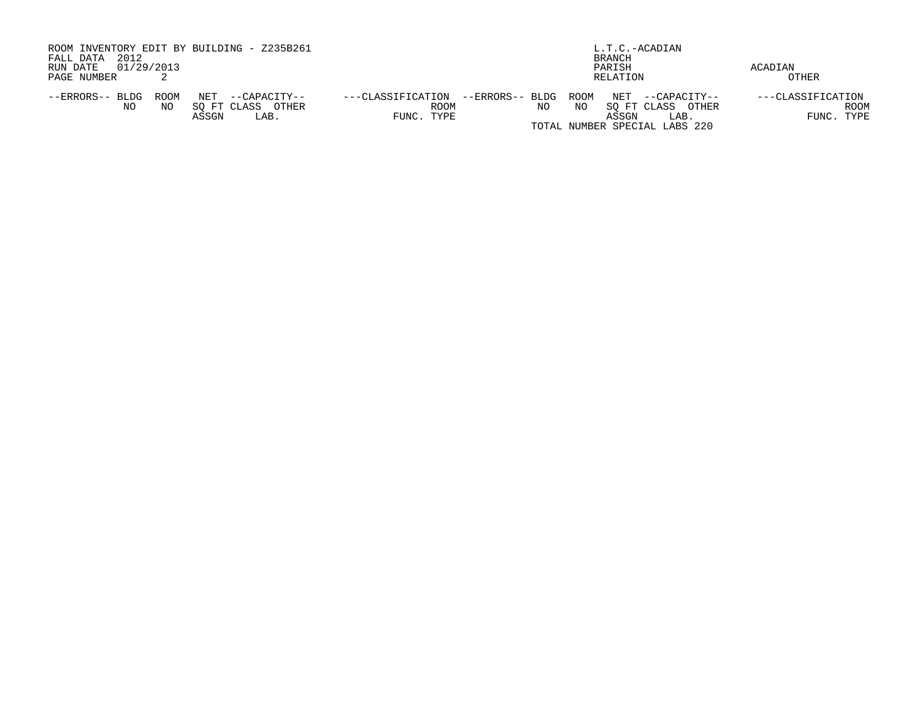ROOM INVENTORY EDIT BY BUILDING - Z235B261
FALL DATA 2012
RUN DATE 01/29/2013
PAGE NUMBER 2

L.T.C.-ACADIAN
BRANCH
PARISH ACADIAN
RELATION OTHER

| --ERRORS-- | BLDG NO | ROOM NO | NET SQ FT ASSGN | --CAPACITY-- CLASS | OTHER LAB. | ---CLASSIFICATION FUNC. | ROOM TYPE | --ERRORS-- | BLDG NO | ROOM NO | NET SQ FT ASSGN | --CAPACITY-- CLASS | OTHER LAB. | ---CLASSIFICATION FUNC. | ROOM TYPE |
|---|---|---|---|---|---|---|---|---|---|---|---|---|---|---|---|

TOTAL NUMBER SPECIAL LABS 220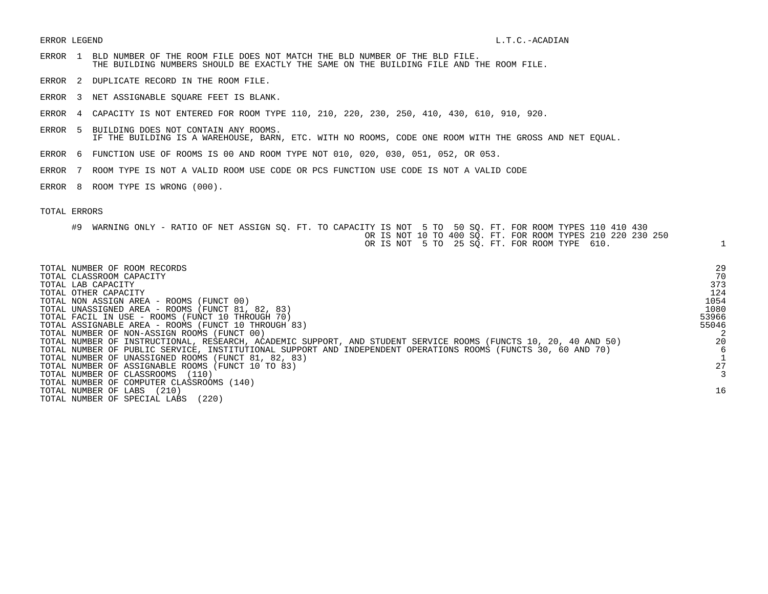ERROR LEGEND L.T.C.-ACADIAN

ERROR 1 BLD NUMBER OF THE ROOM FILE DOES NOT MATCH THE BLD NUMBER OF THE BLD FILE.
THE BUILDING NUMBERS SHOULD BE EXACTLY THE SAME ON THE BUILDING FILE AND THE ROOM FILE.

ERROR 2 DUPLICATE RECORD IN THE ROOM FILE.

ERROR 3 NET ASSIGNABLE SQUARE FEET IS BLANK.

ERROR 4 CAPACITY IS NOT ENTERED FOR ROOM TYPE 110, 210, 220, 230, 250, 410, 430, 610, 910, 920.

ERROR 5 BUILDING DOES NOT CONTAIN ANY ROOMS.
IF THE BUILDING IS A WAREHOUSE, BARN, ETC. WITH NO ROOMS, CODE ONE ROOM WITH THE GROSS AND NET EQUAL.

ERROR 6 FUNCTION USE OF ROOMS IS 00 AND ROOM TYPE NOT 010, 020, 030, 051, 052, OR 053.

ERROR 7 ROOM TYPE IS NOT A VALID ROOM USE CODE OR PCS FUNCTION USE CODE IS NOT A VALID CODE

ERROR 8 ROOM TYPE IS WRONG (000).

TOTAL ERRORS

| | |
|---|---|
| #9 WARNING ONLY - RATIO OF NET ASSIGN SQ. FT. TO CAPACITY IS NOT 5 TO 50 SQ. FT. FOR ROOM TYPES 110 410 430 OR IS NOT 10 TO 400 SQ. FT. FOR ROOM TYPES 210 220 230 250 OR IS NOT 5 TO 25 SQ. FT. FOR ROOM TYPE 610. | 1 |

| | |
|---|---|
| TOTAL NUMBER OF ROOM RECORDS | 29 |
| TOTAL CLASSROOM CAPACITY | 70 |
| TOTAL LAB CAPACITY | 373 |
| TOTAL OTHER CAPACITY | 124 |
| TOTAL NON ASSIGN AREA - ROOMS (FUNCT 00) | 1054 |
| TOTAL UNASSIGNED AREA - ROOMS (FUNCT 81, 82, 83) | 1080 |
| TOTAL FACIL IN USE - ROOMS (FUNCT 10 THROUGH 70) | 53966 |
| TOTAL ASSIGNABLE AREA - ROOMS (FUNCT 10 THROUGH 83) | 55046 |
| TOTAL NUMBER OF NON-ASSIGN ROOMS (FUNCT 00) | 2 |
| TOTAL NUMBER OF INSTRUCTIONAL, RESEARCH, ACADEMIC SUPPORT, AND STUDENT SERVICE ROOMS (FUNCTS 10, 20, 40 AND 50) | 20 |
| TOTAL NUMBER OF PUBLIC SERVICE, INSTITUTIONAL SUPPORT AND INDEPENDENT OPERATIONS ROOMS (FUNCTS 30, 60 AND 70) | 6 |
| TOTAL NUMBER OF UNASSIGNED ROOMS (FUNCT 81, 82, 83) | 1 |
| TOTAL NUMBER OF ASSIGNABLE ROOMS (FUNCT 10 TO 83) | 27 |
| TOTAL NUMBER OF CLASSROOMS (110) | 3 |
| TOTAL NUMBER OF COMPUTER CLASSROOMS (140) | |
| TOTAL NUMBER OF LABS (210) | 16 |
| TOTAL NUMBER OF SPECIAL LABS (220) | |